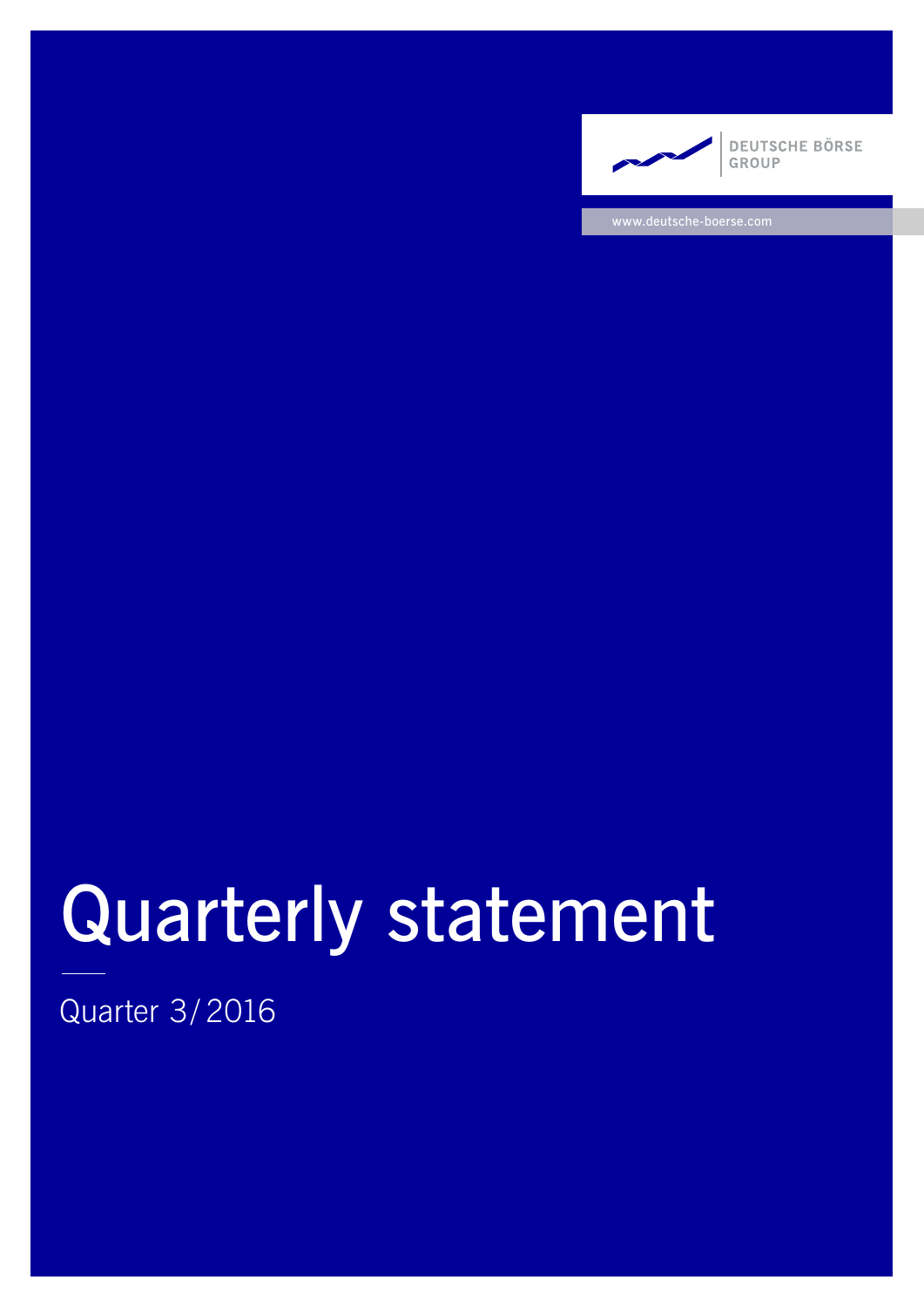DEUTSCHE BÖRSE GROUP

www.deutsche-boerse.com

# Quarterly statement

Quarter 3/2016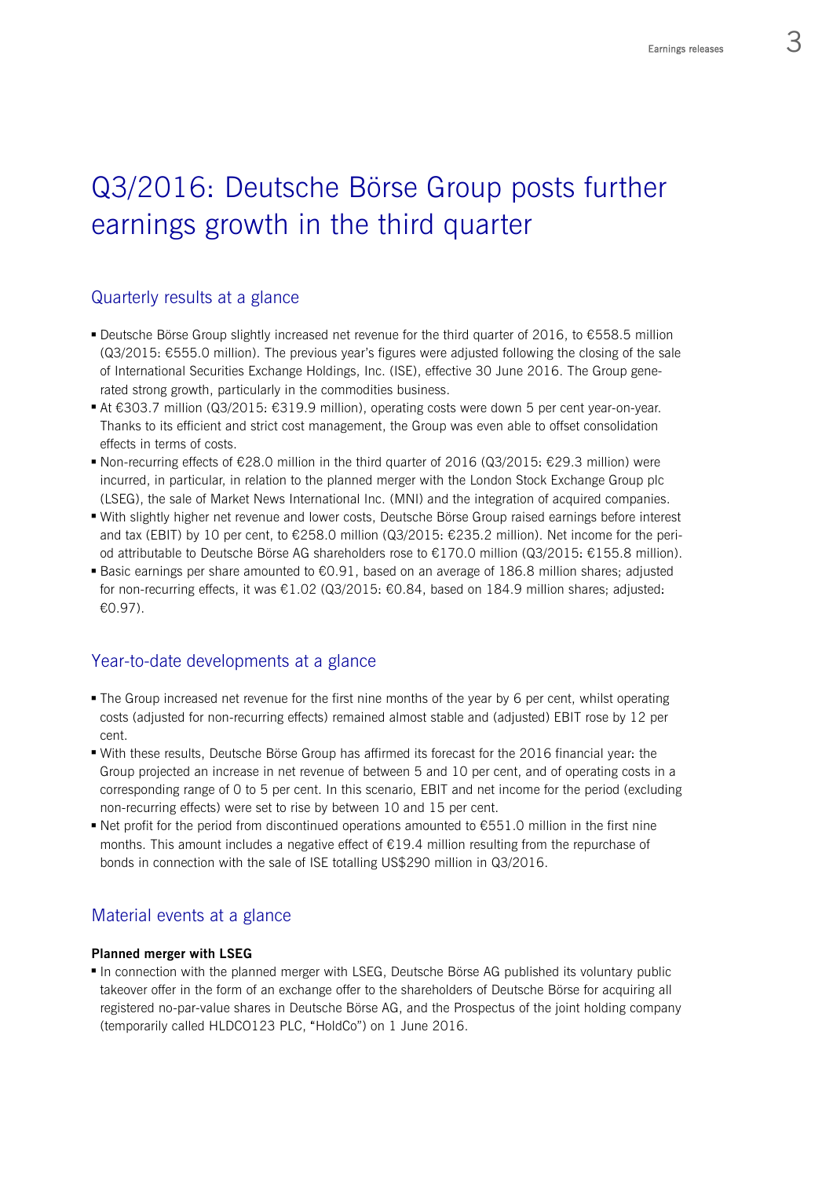# Q3/2016: Deutsche Börse Group posts further earnings growth in the third quarter

## Quarterly results at a glance

- Deutsche Börse Group slightly increased net revenue for the third quarter of 2016, to €558.5 million (Q3/2015: €555.0 million). The previous year's figures were adjusted following the closing of the sale of International Securities Exchange Holdings, Inc. (ISE), effective 30 June 2016. The Group generated strong growth, particularly in the commodities business.
- At €303.7 million (Q3/2015: €319.9 million), operating costs were down 5 per cent year-on-year. Thanks to its efficient and strict cost management, the Group was even able to offset consolidation effects in terms of costs.
- Non-recurring effects of €28.0 million in the third quarter of 2016 (Q3/2015: €29.3 million) were incurred, in particular, in relation to the planned merger with the London Stock Exchange Group plc (LSEG), the sale of Market News International Inc. (MNI) and the integration of acquired companies.
- With slightly higher net revenue and lower costs, Deutsche Börse Group raised earnings before interest and tax (EBIT) by 10 per cent, to €258.0 million (Q3/2015: €235.2 million). Net income for the period attributable to Deutsche Börse AG shareholders rose to €170.0 million (Q3/2015: €155.8 million).
- Basic earnings per share amounted to €0.91, based on an average of 186.8 million shares; adjusted for non-recurring effects, it was €1.02 (Q3/2015: €0.84, based on 184.9 million shares; adjusted: €0.97).

## Year-to-date developments at a glance

- The Group increased net revenue for the first nine months of the year by 6 per cent, whilst operating costs (adjusted for non-recurring effects) remained almost stable and (adjusted) EBIT rose by 12 per cent.
- With these results, Deutsche Börse Group has affirmed its forecast for the 2016 financial year: the Group projected an increase in net revenue of between 5 and 10 per cent, and of operating costs in a corresponding range of 0 to 5 per cent. In this scenario, EBIT and net income for the period (excluding non-recurring effects) were set to rise by between 10 and 15 per cent.
- Net profit for the period from discontinued operations amounted to €551.0 million in the first nine months. This amount includes a negative effect of €19.4 million resulting from the repurchase of bonds in connection with the sale of ISE totalling US$290 million in Q3/2016.

## Material events at a glance

**Planned merger with LSEG**

- In connection with the planned merger with LSEG, Deutsche Börse AG published its voluntary public takeover offer in the form of an exchange offer to the shareholders of Deutsche Börse for acquiring all registered no-par-value shares in Deutsche Börse AG, and the Prospectus of the joint holding company (temporarily called HLDCO123 PLC, "HoldCo") on 1 June 2016.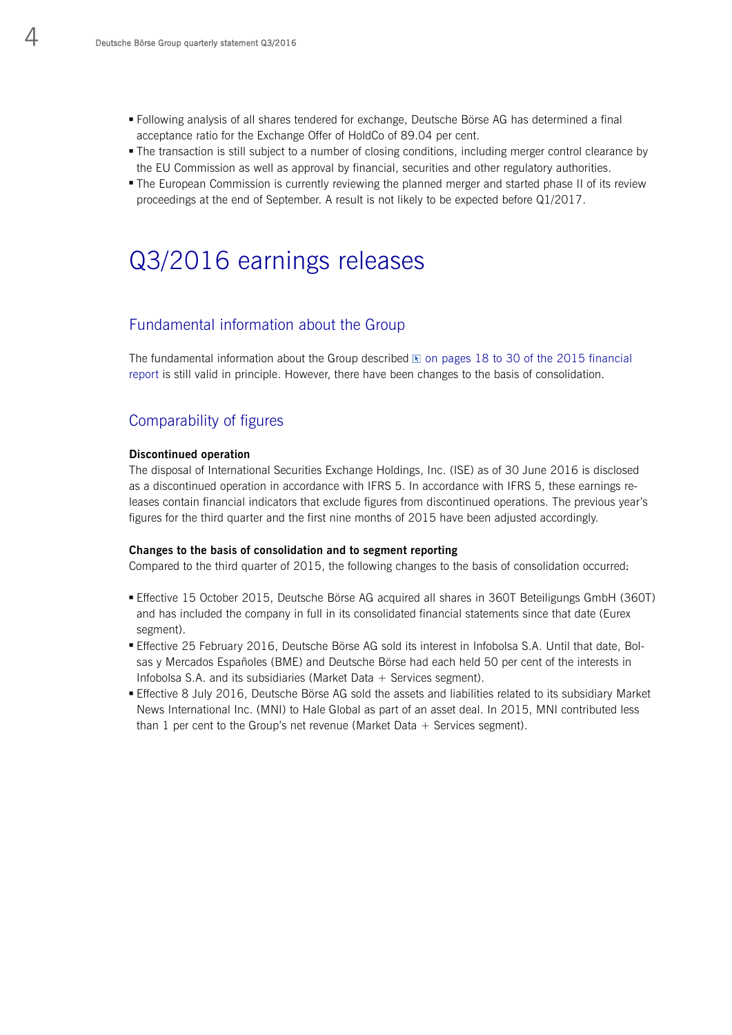- Following analysis of all shares tendered for exchange, Deutsche Börse AG has determined a final acceptance ratio for the Exchange Offer of HoldCo of 89.04 per cent.
- The transaction is still subject to a number of closing conditions, including merger control clearance by the EU Commission as well as approval by financial, securities and other regulatory authorities.
- The European Commission is currently reviewing the planned merger and started phase II of its review proceedings at the end of September. A result is not likely to be expected before Q1/2017.

# Q3/2016 earnings releases

## Fundamental information about the Group

The fundamental information about the Group described on pages 18 to 30 of the 2015 financial report is still valid in principle. However, there have been changes to the basis of consolidation.

## Comparability of figures

**Discontinued operation**
The disposal of International Securities Exchange Holdings, Inc. (ISE) as of 30 June 2016 is disclosed as a discontinued operation in accordance with IFRS 5. In accordance with IFRS 5, these earnings releases contain financial indicators that exclude figures from discontinued operations. The previous year's figures for the third quarter and the first nine months of 2015 have been adjusted accordingly.

**Changes to the basis of consolidation and to segment reporting**
Compared to the third quarter of 2015, the following changes to the basis of consolidation occurred:

- Effective 15 October 2015, Deutsche Börse AG acquired all shares in 360T Beteiligungs GmbH (360T) and has included the company in full in its consolidated financial statements since that date (Eurex segment).
- Effective 25 February 2016, Deutsche Börse AG sold its interest in Infobolsa S.A. Until that date, Bolsas y Mercados Españoles (BME) and Deutsche Börse had each held 50 per cent of the interests in Infobolsa S.A. and its subsidiaries (Market Data + Services segment).
- Effective 8 July 2016, Deutsche Börse AG sold the assets and liabilities related to its subsidiary Market News International Inc. (MNI) to Hale Global as part of an asset deal. In 2015, MNI contributed less than 1 per cent to the Group's net revenue (Market Data + Services segment).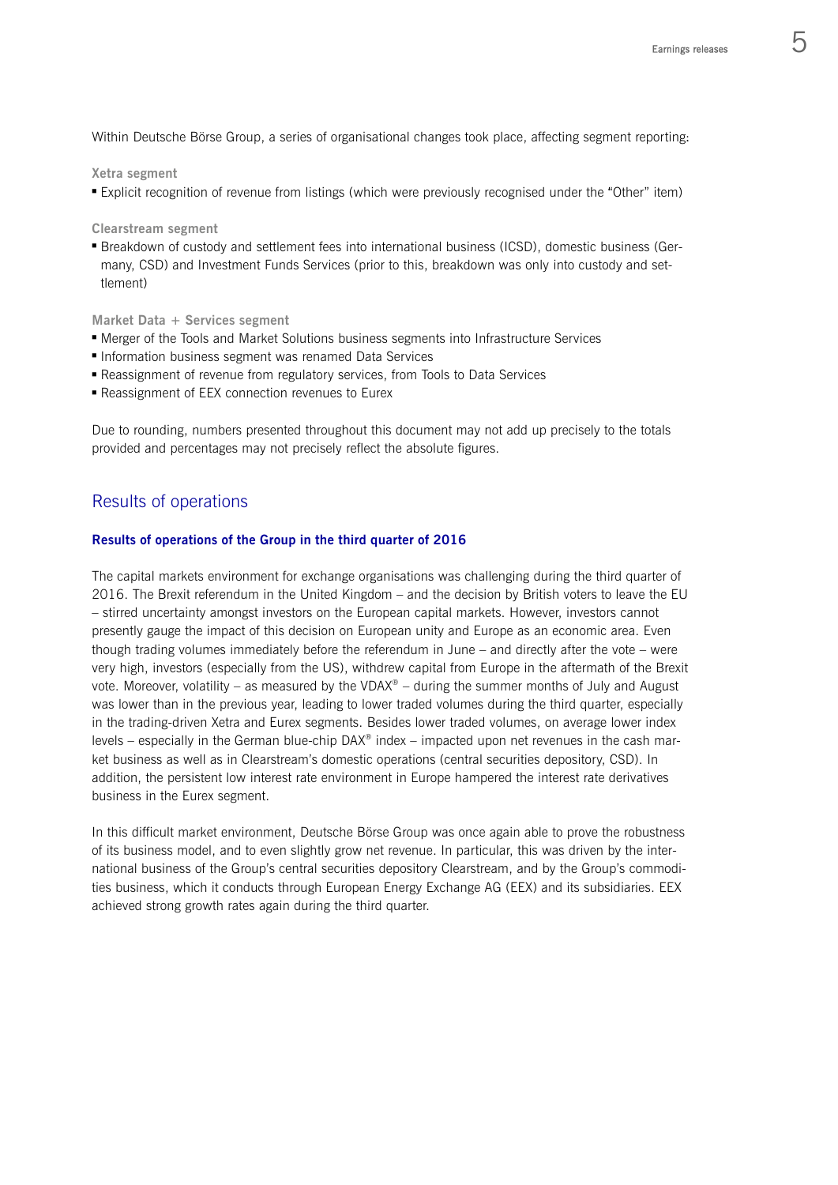Within Deutsche Börse Group, a series of organisational changes took place, affecting segment reporting:

**Xetra segment**

- Explicit recognition of revenue from listings (which were previously recognised under the "Other" item)

**Clearstream segment**

- Breakdown of custody and settlement fees into international business (ICSD), domestic business (Germany, CSD) and Investment Funds Services (prior to this, breakdown was only into custody and settlement)

**Market Data + Services segment**

- Merger of the Tools and Market Solutions business segments into Infrastructure Services
- Information business segment was renamed Data Services
- Reassignment of revenue from regulatory services, from Tools to Data Services
- Reassignment of EEX connection revenues to Eurex

Due to rounding, numbers presented throughout this document may not add up precisely to the totals provided and percentages may not precisely reflect the absolute figures.

## Results of operations

### Results of operations of the Group in the third quarter of 2016

The capital markets environment for exchange organisations was challenging during the third quarter of 2016. The Brexit referendum in the United Kingdom – and the decision by British voters to leave the EU – stirred uncertainty amongst investors on the European capital markets. However, investors cannot presently gauge the impact of this decision on European unity and Europe as an economic area. Even though trading volumes immediately before the referendum in June – and directly after the vote – were very high, investors (especially from the US), withdrew capital from Europe in the aftermath of the Brexit vote. Moreover, volatility – as measured by the VDAX® – during the summer months of July and August was lower than in the previous year, leading to lower traded volumes during the third quarter, especially in the trading-driven Xetra and Eurex segments. Besides lower traded volumes, on average lower index levels – especially in the German blue-chip DAX® index – impacted upon net revenues in the cash market business as well as in Clearstream's domestic operations (central securities depository, CSD). In addition, the persistent low interest rate environment in Europe hampered the interest rate derivatives business in the Eurex segment.

In this difficult market environment, Deutsche Börse Group was once again able to prove the robustness of its business model, and to even slightly grow net revenue. In particular, this was driven by the international business of the Group's central securities depository Clearstream, and by the Group's commodities business, which it conducts through European Energy Exchange AG (EEX) and its subsidiaries. EEX achieved strong growth rates again during the third quarter.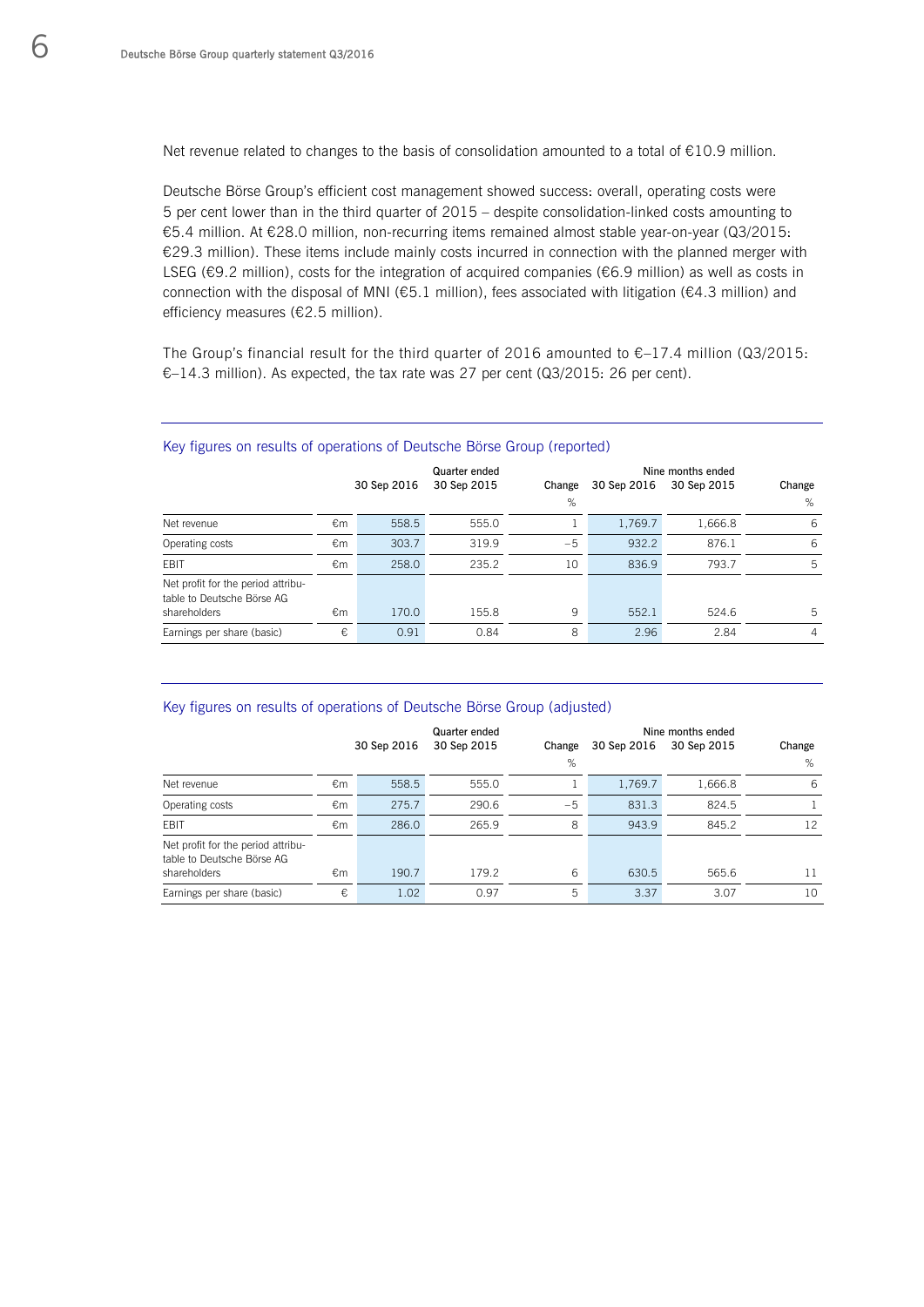Net revenue related to changes to the basis of consolidation amounted to a total of €10.9 million.

Deutsche Börse Group's efficient cost management showed success: overall, operating costs were 5 per cent lower than in the third quarter of 2015 – despite consolidation-linked costs amounting to €5.4 million. At €28.0 million, non-recurring items remained almost stable year-on-year (Q3/2015: €29.3 million). These items include mainly costs incurred in connection with the planned merger with LSEG (€9.2 million), costs for the integration of acquired companies (€6.9 million) as well as costs in connection with the disposal of MNI (€5.1 million), fees associated with litigation (€4.3 million) and efficiency measures (€2.5 million).

The Group's financial result for the third quarter of 2016 amounted to €–17.4 million (Q3/2015: €–14.3 million). As expected, the tax rate was 27 per cent (Q3/2015: 26 per cent).

## Key figures on results of operations of Deutsche Börse Group (reported)

| | | Quarter ended | | | Nine months ended | | |
|---|---|---|---|---|---|---|---|
| | | 30 Sep 2016 | 30 Sep 2015 | Change | 30 Sep 2016 | 30 Sep 2015 | Change |
| | | | | % | | | % |
| Net revenue | €m | 558.5 | 555.0 | 1 | 1,769.7 | 1,666.8 | 6 |
| Operating costs | €m | 303.7 | 319.9 | –5 | 932.2 | 876.1 | 6 |
| EBIT | €m | 258.0 | 235.2 | 10 | 836.9 | 793.7 | 5 |
| Net profit for the period attributable to Deutsche Börse AG shareholders | €m | 170.0 | 155.8 | 9 | 552.1 | 524.6 | 5 |
| Earnings per share (basic) | € | 0.91 | 0.84 | 8 | 2.96 | 2.84 | 4 |

## Key figures on results of operations of Deutsche Börse Group (adjusted)

| | | Quarter ended | | | Nine months ended | | |
|---|---|---|---|---|---|---|---|
| | | 30 Sep 2016 | 30 Sep 2015 | Change | 30 Sep 2016 | 30 Sep 2015 | Change |
| | | | | % | | | % |
| Net revenue | €m | 558.5 | 555.0 | 1 | 1,769.7 | 1,666.8 | 6 |
| Operating costs | €m | 275.7 | 290.6 | –5 | 831.3 | 824.5 | 1 |
| EBIT | €m | 286.0 | 265.9 | 8 | 943.9 | 845.2 | 12 |
| Net profit for the period attributable to Deutsche Börse AG shareholders | €m | 190.7 | 179.2 | 6 | 630.5 | 565.6 | 11 |
| Earnings per share (basic) | € | 1.02 | 0.97 | 5 | 3.37 | 3.07 | 10 |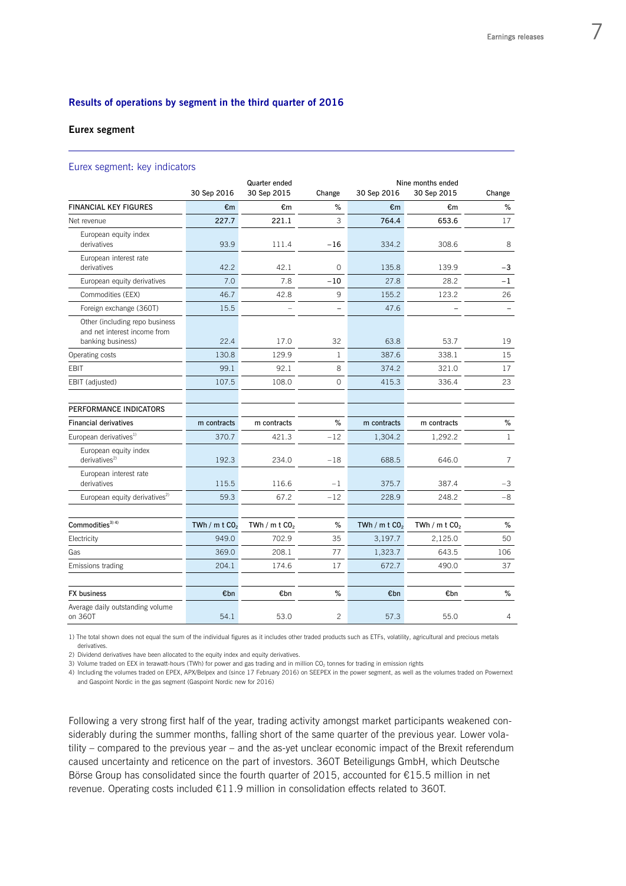## Results of operations by segment in the third quarter of 2016

### Eurex segment

Eurex segment: key indicators

| | Quarter ended | | | Nine months ended | | |
|---|---|---|---|---|---|---|
| | 30 Sep 2016 | 30 Sep 2015 | Change | 30 Sep 2016 | 30 Sep 2015 | Change |
| **FINANCIAL KEY FIGURES** | €m | €m | % | €m | €m | % |
| Net revenue | 227.7 | 221.1 | 3 | 764.4 | 653.6 | 17 |
| European equity index derivatives | 93.9 | 111.4 | –16 | 334.2 | 308.6 | 8 |
| European interest rate derivatives | 42.2 | 42.1 | 0 | 135.8 | 139.9 | –3 |
| European equity derivatives | 7.0 | 7.8 | –10 | 27.8 | 28.2 | –1 |
| Commodities (EEX) | 46.7 | 42.8 | 9 | 155.2 | 123.2 | 26 |
| Foreign exchange (360T) | 15.5 | – | – | 47.6 | – | – |
| Other (including repo business and net interest income from banking business) | 22.4 | 17.0 | 32 | 63.8 | 53.7 | 19 |
| Operating costs | 130.8 | 129.9 | 1 | 387.6 | 338.1 | 15 |
| EBIT | 99.1 | 92.1 | 8 | 374.2 | 321.0 | 17 |
| EBIT (adjusted) | 107.5 | 108.0 | 0 | 415.3 | 336.4 | 23 |
| | | | | | | |
| **PERFORMANCE INDICATORS** | | | | | | |
| **Financial derivatives** | m contracts | m contracts | % | m contracts | m contracts | % |
| European derivatives[1] | 370.7 | 421.3 | –12 | 1,304.2 | 1,292.2 | 1 |
| European equity index derivatives[2] | 192.3 | 234.0 | –18 | 688.5 | 646.0 | 7 |
| European interest rate derivatives | 115.5 | 116.6 | –1 | 375.7 | 387.4 | –3 |
| European equity derivatives[2] | 59.3 | 67.2 | –12 | 228.9 | 248.2 | –8 |
| | | | | | | |
| **Commodities**[3][4] | TWh / m t $CO_2$ | TWh / m t $CO_2$ | % | TWh / m t $CO_2$ | TWh / m t $CO_2$ | % |
| Electricity | 949.0 | 702.9 | 35 | 3,197.7 | 2,125.0 | 50 |
| Gas | 369.0 | 208.1 | 77 | 1,323.7 | 643.5 | 106 |
| Emissions trading | 204.1 | 174.6 | 17 | 672.7 | 490.0 | 37 |
| | | | | | | |
| **FX business** | €bn | €bn | % | €bn | €bn | % |
| Average daily outstanding volume on 360T | 54.1 | 53.0 | 2 | 57.3 | 55.0 | 4 |

1) The total shown does not equal the sum of the individual figures as it includes other traded products such as ETFs, volatility, agricultural and precious metals derivatives.
2) Dividend derivatives have been allocated to the equity index and equity derivatives.
3) Volume traded on EEX in terawatt-hours (TWh) for power and gas trading and in million $CO_2$ tonnes for trading in emission rights
4) Including the volumes traded on EPEX, APX/Belpex and (since 17 February 2016) on SEEPEX in the power segment, as well as the volumes traded on Powernext and Gaspoint Nordic in the gas segment (Gaspoint Nordic new for 2016)

Following a very strong first half of the year, trading activity amongst market participants weakened considerably during the summer months, falling short of the same quarter of the previous year. Lower volatility – compared to the previous year – and the as-yet unclear economic impact of the Brexit referendum caused uncertainty and reticence on the part of investors. 360T Beteiligungs GmbH, which Deutsche Börse Group has consolidated since the fourth quarter of 2015, accounted for €15.5 million in net revenue. Operating costs included €11.9 million in consolidation effects related to 360T.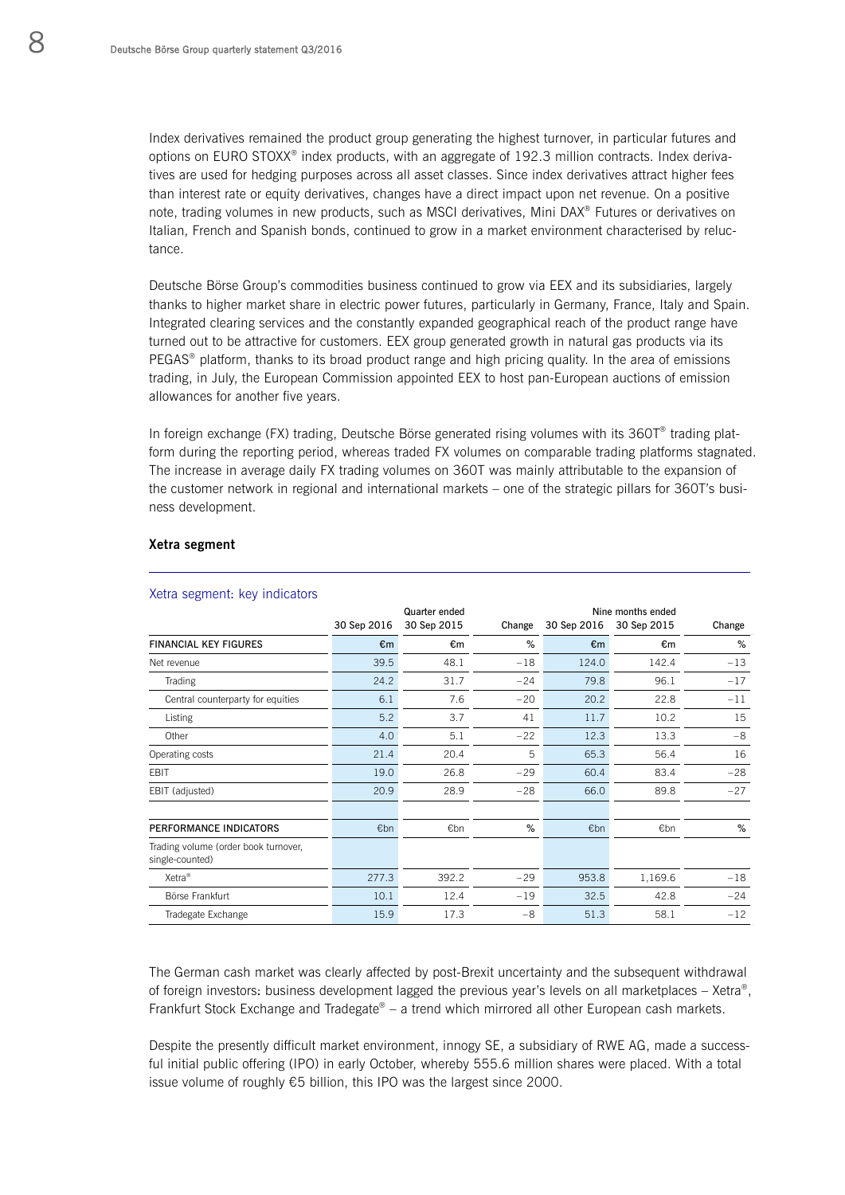Index derivatives remained the product group generating the highest turnover, in particular futures and options on EURO STOXX® index products, with an aggregate of 192.3 million contracts. Index derivatives are used for hedging purposes across all asset classes. Since index derivatives attract higher fees than interest rate or equity derivatives, changes have a direct impact upon net revenue. On a positive note, trading volumes in new products, such as MSCI derivatives, Mini DAX® Futures or derivatives on Italian, French and Spanish bonds, continued to grow in a market environment characterised by reluctance.

Deutsche Börse Group's commodities business continued to grow via EEX and its subsidiaries, largely thanks to higher market share in electric power futures, particularly in Germany, France, Italy and Spain. Integrated clearing services and the constantly expanded geographical reach of the product range have turned out to be attractive for customers. EEX group generated growth in natural gas products via its PEGAS® platform, thanks to its broad product range and high pricing quality. In the area of emissions trading, in July, the European Commission appointed EEX to host pan-European auctions of emission allowances for another five years.

In foreign exchange (FX) trading, Deutsche Börse generated rising volumes with its 360T® trading platform during the reporting period, whereas traded FX volumes on comparable trading platforms stagnated. The increase in average daily FX trading volumes on 360T was mainly attributable to the expansion of the customer network in regional and international markets – one of the strategic pillars for 360T's business development.

## Xetra segment

Xetra segment: key indicators

| | Quarter ended | | | Nine months ended | | |
|---|---|---|---|---|---|---|
| | 30 Sep 2016 | 30 Sep 2015 | Change | 30 Sep 2016 | 30 Sep 2015 | Change |
| **FINANCIAL KEY FIGURES** | €m | €m | % | €m | €m | % |
| Net revenue | 39.5 | 48.1 | −18 | 124.0 | 142.4 | −13 |
| Trading | 24.2 | 31.7 | −24 | 79.8 | 96.1 | −17 |
| Central counterparty for equities | 6.1 | 7.6 | −20 | 20.2 | 22.8 | −11 |
| Listing | 5.2 | 3.7 | 41 | 11.7 | 10.2 | 15 |
| Other | 4.0 | 5.1 | −22 | 12.3 | 13.3 | −8 |
| Operating costs | 21.4 | 20.4 | 5 | 65.3 | 56.4 | 16 |
| EBIT | 19.0 | 26.8 | −29 | 60.4 | 83.4 | −28 |
| EBIT (adjusted) | 20.9 | 28.9 | −28 | 66.0 | 89.8 | −27 |
| | | | | | | |
| **PERFORMANCE INDICATORS** | €bn | €bn | % | €bn | €bn | % |
| Trading volume (order book turnover, single-counted) | | | | | | |
| Xetra® | 277.3 | 392.2 | −29 | 953.8 | 1,169.6 | −18 |
| Börse Frankfurt | 10.1 | 12.4 | −19 | 32.5 | 42.8 | −24 |
| Tradegate Exchange | 15.9 | 17.3 | −8 | 51.3 | 58.1 | −12 |

The German cash market was clearly affected by post-Brexit uncertainty and the subsequent withdrawal of foreign investors: business development lagged the previous year's levels on all marketplaces – Xetra®, Frankfurt Stock Exchange and Tradegate® – a trend which mirrored all other European cash markets.

Despite the presently difficult market environment, innogy SE, a subsidiary of RWE AG, made a successful initial public offering (IPO) in early October, whereby 555.6 million shares were placed. With a total issue volume of roughly €5 billion, this IPO was the largest since 2000.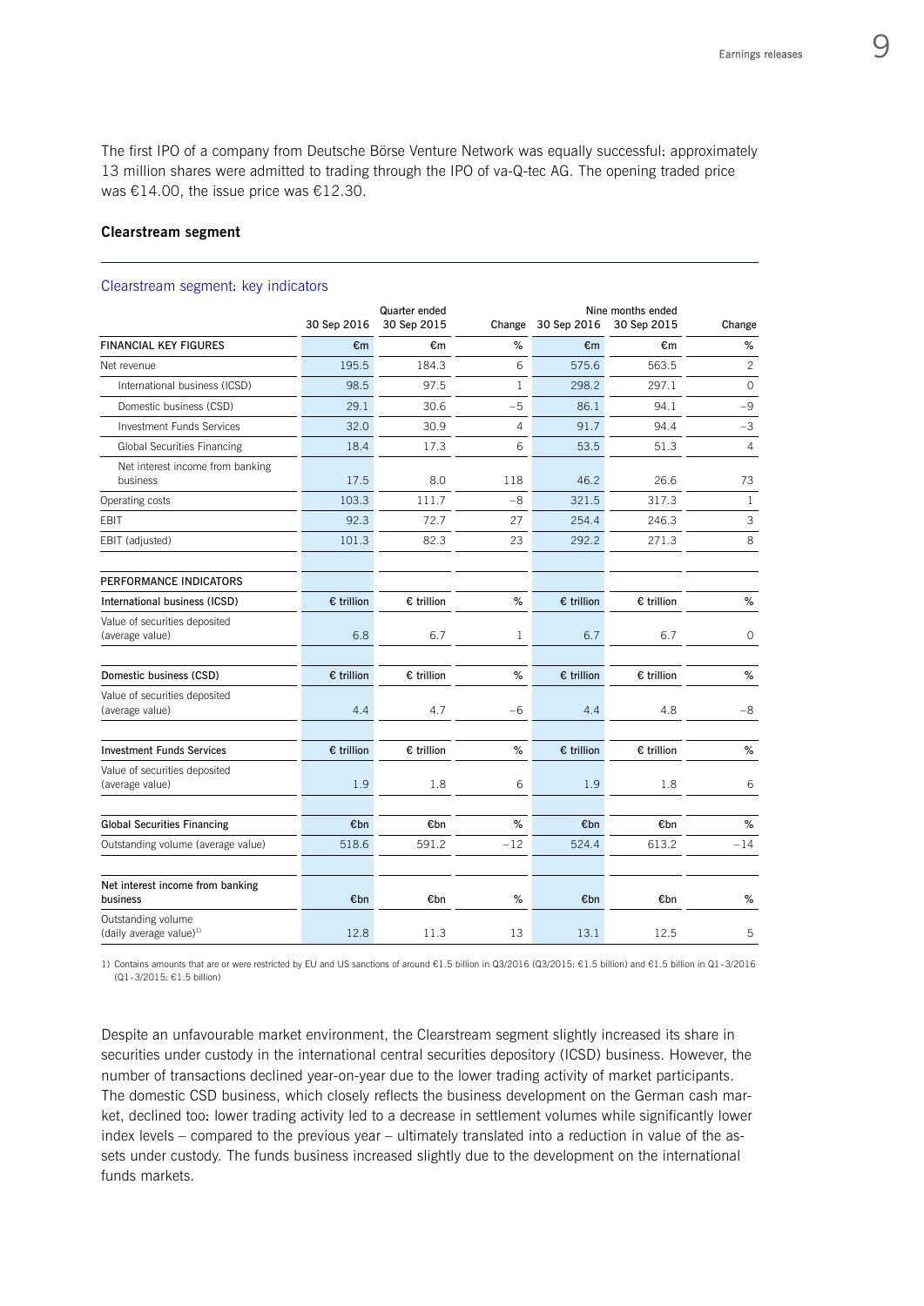The first IPO of a company from Deutsche Börse Venture Network was equally successful: approximately 13 million shares were admitted to trading through the IPO of va-Q-tec AG. The opening traded price was €14.00, the issue price was €12.30.

**Clearstream segment**

Clearstream segment: key indicators

| | Quarter ended | | | Nine months ended | | |
|---|---|---|---|---|---|---|
| | 30 Sep 2016 | 30 Sep 2015 | Change | 30 Sep 2016 | 30 Sep 2015 | Change |
| FINANCIAL KEY FIGURES | €m | €m | % | €m | €m | % |
| Net revenue | 195.5 | 184.3 | 6 | 575.6 | 563.5 | 2 |
| International business (ICSD) | 98.5 | 97.5 | 1 | 298.2 | 297.1 | 0 |
| Domestic business (CSD) | 29.1 | 30.6 | –5 | 86.1 | 94.1 | –9 |
| Investment Funds Services | 32.0 | 30.9 | 4 | 91.7 | 94.4 | –3 |
| Global Securities Financing | 18.4 | 17.3 | 6 | 53.5 | 51.3 | 4 |
| Net interest income from banking business | 17.5 | 8.0 | 118 | 46.2 | 26.6 | 73 |
| Operating costs | 103.3 | 111.7 | –8 | 321.5 | 317.3 | 1 |
| EBIT | 92.3 | 72.7 | 27 | 254.4 | 246.3 | 3 |
| EBIT (adjusted) | 101.3 | 82.3 | 23 | 292.2 | 271.3 | 8 |
| | | | | | | |
| PERFORMANCE INDICATORS | | | | | | |
| International business (ICSD) | € trillion | € trillion | % | € trillion | € trillion | % |
| Value of securities deposited (average value) | 6.8 | 6.7 | 1 | 6.7 | 6.7 | 0 |
| | | | | | | |
| Domestic business (CSD) | € trillion | € trillion | % | € trillion | € trillion | % |
| Value of securities deposited (average value) | 4.4 | 4.7 | –6 | 4.4 | 4.8 | –8 |
| | | | | | | |
| Investment Funds Services | € trillion | € trillion | % | € trillion | € trillion | % |
| Value of securities deposited (average value) | 1.9 | 1.8 | 6 | 1.9 | 1.8 | 6 |
| | | | | | | |
| Global Securities Financing | €bn | €bn | % | €bn | €bn | % |
| Outstanding volume (average value) | 518.6 | 591.2 | –12 | 524.4 | 613.2 | –14 |
| | | | | | | |
| Net interest income from banking business | €bn | €bn | % | €bn | €bn | % |
| Outstanding volume (daily average value)[1] | 12.8 | 11.3 | 13 | 13.1 | 12.5 | 5 |

1) Contains amounts that are or were restricted by EU and US sanctions of around €1.5 billion in Q3/2016 (Q3/2015: €1.5 billion) and €1.5 billion in Q1–3/2016 (Q1–3/2015: €1.5 billion)

Despite an unfavourable market environment, the Clearstream segment slightly increased its share in securities under custody in the international central securities depository (ICSD) business. However, the number of transactions declined year-on-year due to the lower trading activity of market participants. The domestic CSD business, which closely reflects the business development on the German cash market, declined too: lower trading activity led to a decrease in settlement volumes while significantly lower index levels – compared to the previous year – ultimately translated into a reduction in value of the assets under custody. The funds business increased slightly due to the development on the international funds markets.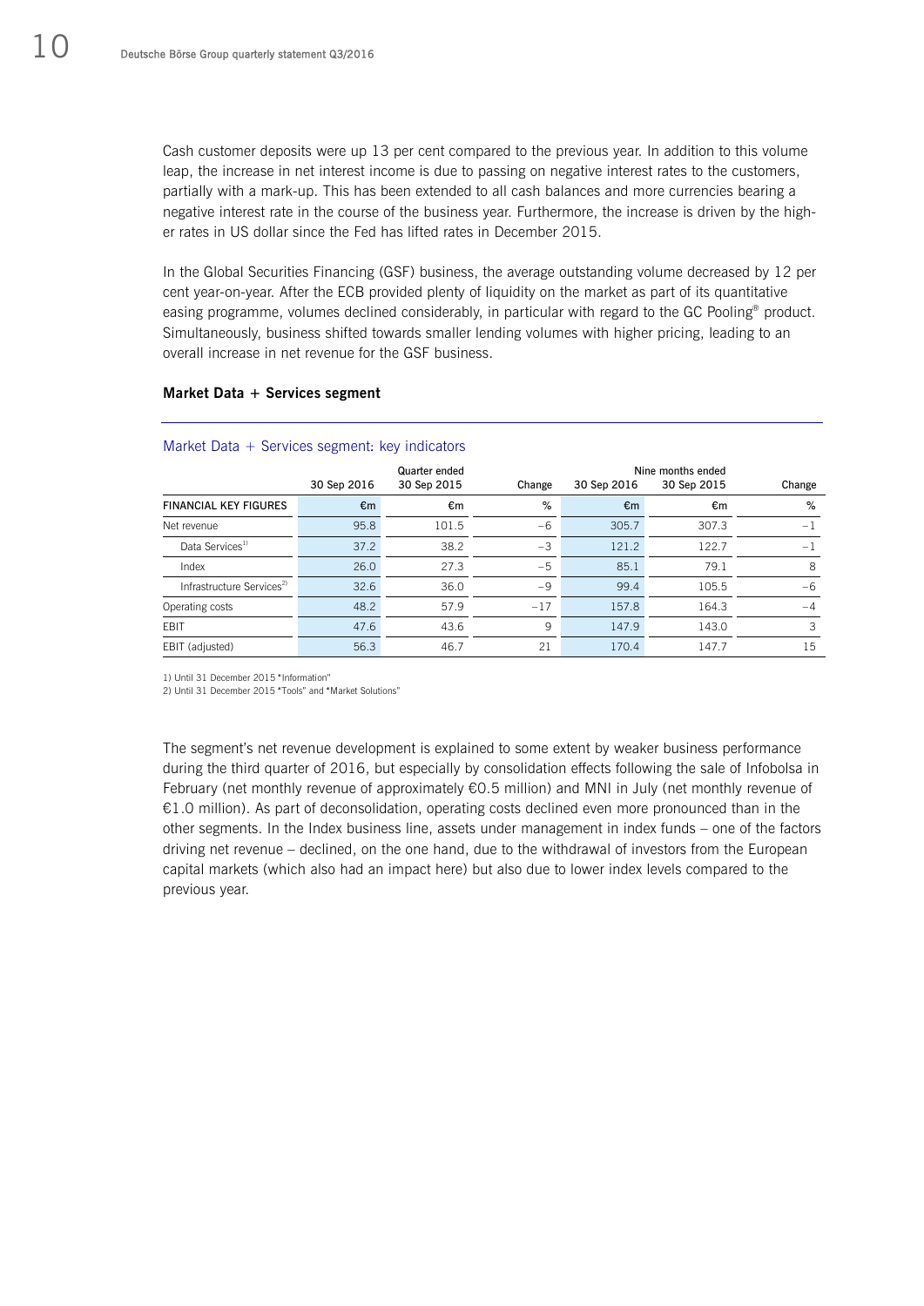Cash customer deposits were up 13 per cent compared to the previous year. In addition to this volume leap, the increase in net interest income is due to passing on negative interest rates to the customers, partially with a mark-up. This has been extended to all cash balances and more currencies bearing a negative interest rate in the course of the business year. Furthermore, the increase is driven by the higher rates in US dollar since the Fed has lifted rates in December 2015.

In the Global Securities Financing (GSF) business, the average outstanding volume decreased by 12 per cent year-on-year. After the ECB provided plenty of liquidity on the market as part of its quantitative easing programme, volumes declined considerably, in particular with regard to the GC Pooling® product. Simultaneously, business shifted towards smaller lending volumes with higher pricing, leading to an overall increase in net revenue for the GSF business.

### Market Data + Services segment

Market Data + Services segment: key indicators

| | Quarter ended | | | Nine months ended | | |
|---|---|---|---|---|---|---|
| | 30 Sep 2016 | 30 Sep 2015 | Change | 30 Sep 2016 | 30 Sep 2015 | Change |
| FINANCIAL KEY FIGURES | €m | €m | % | €m | €m | % |
| Net revenue | 95.8 | 101.5 | −6 | 305.7 | 307.3 | −1 |
| Data Services[1] | 37.2 | 38.2 | −3 | 121.2 | 122.7 | −1 |
| Index | 26.0 | 27.3 | −5 | 85.1 | 79.1 | 8 |
| Infrastructure Services[2] | 32.6 | 36.0 | −9 | 99.4 | 105.5 | −6 |
| Operating costs | 48.2 | 57.9 | −17 | 157.8 | 164.3 | −4 |
| EBIT | 47.6 | 43.6 | 9 | 147.9 | 143.0 | 3 |
| EBIT (adjusted) | 56.3 | 46.7 | 21 | 170.4 | 147.7 | 15 |

1) Until 31 December 2015 "Information"
2) Until 31 December 2015 "Tools" and "Market Solutions"

The segment's net revenue development is explained to some extent by weaker business performance during the third quarter of 2016, but especially by consolidation effects following the sale of Infobolsa in February (net monthly revenue of approximately €0.5 million) and MNI in July (net monthly revenue of €1.0 million). As part of deconsolidation, operating costs declined even more pronounced than in the other segments. In the Index business line, assets under management in index funds – one of the factors driving net revenue – declined, on the one hand, due to the withdrawal of investors from the European capital markets (which also had an impact here) but also due to lower index levels compared to the previous year.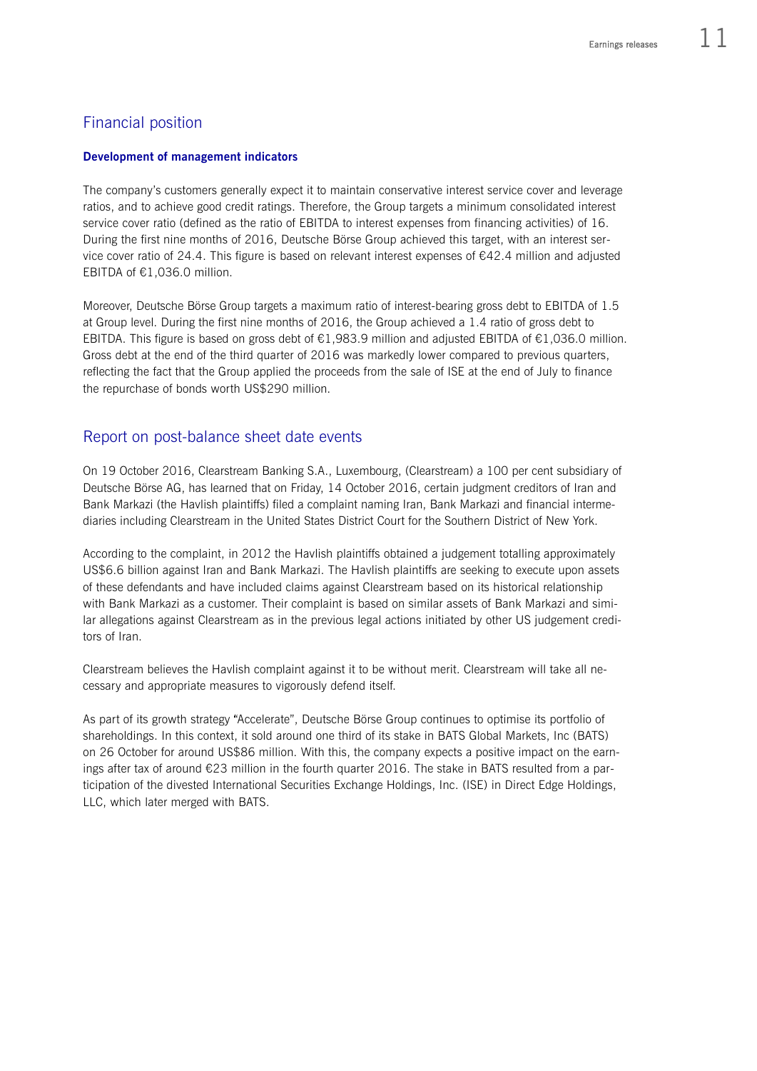## Financial position

### Development of management indicators

The company's customers generally expect it to maintain conservative interest service cover and leverage ratios, and to achieve good credit ratings. Therefore, the Group targets a minimum consolidated interest service cover ratio (defined as the ratio of EBITDA to interest expenses from financing activities) of 16. During the first nine months of 2016, Deutsche Börse Group achieved this target, with an interest service cover ratio of 24.4. This figure is based on relevant interest expenses of €42.4 million and adjusted EBITDA of €1,036.0 million.

Moreover, Deutsche Börse Group targets a maximum ratio of interest-bearing gross debt to EBITDA of 1.5 at Group level. During the first nine months of 2016, the Group achieved a 1.4 ratio of gross debt to EBITDA. This figure is based on gross debt of €1,983.9 million and adjusted EBITDA of €1,036.0 million. Gross debt at the end of the third quarter of 2016 was markedly lower compared to previous quarters, reflecting the fact that the Group applied the proceeds from the sale of ISE at the end of July to finance the repurchase of bonds worth US$290 million.

## Report on post-balance sheet date events

On 19 October 2016, Clearstream Banking S.A., Luxembourg, (Clearstream) a 100 per cent subsidiary of Deutsche Börse AG, has learned that on Friday, 14 October 2016, certain judgment creditors of Iran and Bank Markazi (the Havlish plaintiffs) filed a complaint naming Iran, Bank Markazi and financial intermediaries including Clearstream in the United States District Court for the Southern District of New York.

According to the complaint, in 2012 the Havlish plaintiffs obtained a judgement totalling approximately US$6.6 billion against Iran and Bank Markazi. The Havlish plaintiffs are seeking to execute upon assets of these defendants and have included claims against Clearstream based on its historical relationship with Bank Markazi as a customer. Their complaint is based on similar assets of Bank Markazi and similar allegations against Clearstream as in the previous legal actions initiated by other US judgement creditors of Iran.

Clearstream believes the Havlish complaint against it to be without merit. Clearstream will take all necessary and appropriate measures to vigorously defend itself.

As part of its growth strategy "Accelerate", Deutsche Börse Group continues to optimise its portfolio of shareholdings. In this context, it sold around one third of its stake in BATS Global Markets, Inc (BATS) on 26 October for around US$86 million. With this, the company expects a positive impact on the earnings after tax of around €23 million in the fourth quarter 2016. The stake in BATS resulted from a participation of the divested International Securities Exchange Holdings, Inc. (ISE) in Direct Edge Holdings, LLC, which later merged with BATS.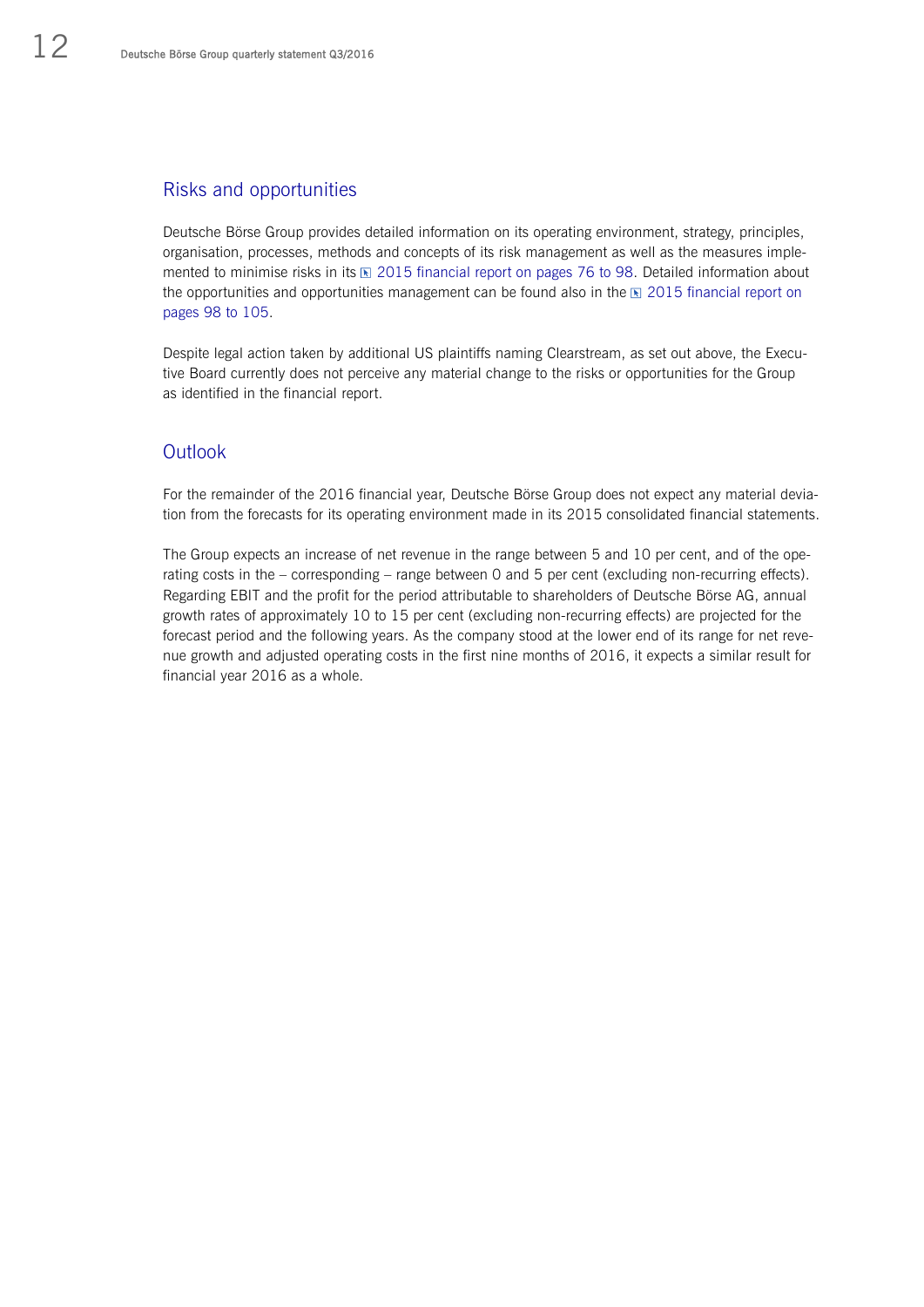## Risks and opportunities

Deutsche Börse Group provides detailed information on its operating environment, strategy, principles, organisation, processes, methods and concepts of its risk management as well as the measures implemented to minimise risks in its 2015 financial report on pages 76 to 98. Detailed information about the opportunities and opportunities management can be found also in the 2015 financial report on pages 98 to 105.

Despite legal action taken by additional US plaintiffs naming Clearstream, as set out above, the Executive Board currently does not perceive any material change to the risks or opportunities for the Group as identified in the financial report.

## Outlook

For the remainder of the 2016 financial year, Deutsche Börse Group does not expect any material deviation from the forecasts for its operating environment made in its 2015 consolidated financial statements.

The Group expects an increase of net revenue in the range between 5 and 10 per cent, and of the operating costs in the – corresponding – range between 0 and 5 per cent (excluding non-recurring effects). Regarding EBIT and the profit for the period attributable to shareholders of Deutsche Börse AG, annual growth rates of approximately 10 to 15 per cent (excluding non-recurring effects) are projected for the forecast period and the following years. As the company stood at the lower end of its range for net revenue growth and adjusted operating costs in the first nine months of 2016, it expects a similar result for financial year 2016 as a whole.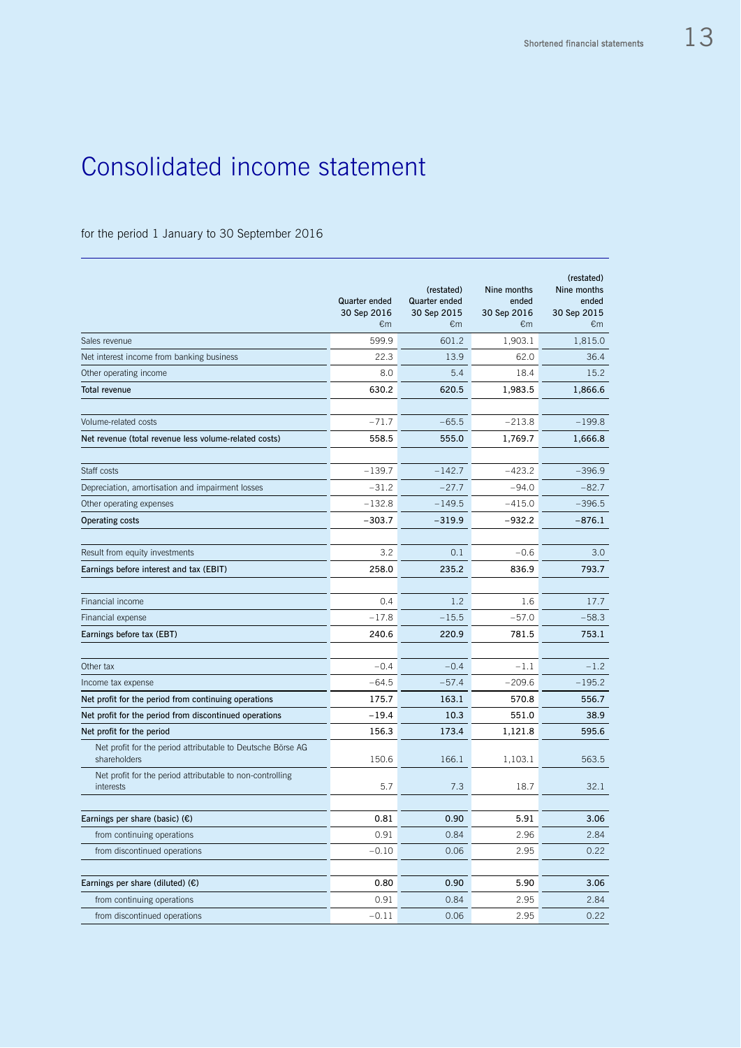# Consolidated income statement

for the period 1 January to 30 September 2016

| | Quarter ended 30 Sep 2016 €m | (restated) Quarter ended 30 Sep 2015 €m | Nine months ended 30 Sep 2016 €m | (restated) Nine months ended 30 Sep 2015 €m |
|---|---|---|---|---|
| Sales revenue | 599.9 | 601.2 | 1,903.1 | 1,815.0 |
| Net interest income from banking business | 22.3 | 13.9 | 62.0 | 36.4 |
| Other operating income | 8.0 | 5.4 | 18.4 | 15.2 |
| **Total revenue** | **630.2** | **620.5** | **1,983.5** | **1,866.6** |
| | | | | |
| Volume-related costs | –71.7 | –65.5 | –213.8 | –199.8 |
| **Net revenue (total revenue less volume-related costs)** | **558.5** | **555.0** | **1,769.7** | **1,666.8** |
| | | | | |
| Staff costs | –139.7 | –142.7 | –423.2 | –396.9 |
| Depreciation, amortisation and impairment losses | –31.2 | –27.7 | –94.0 | –82.7 |
| Other operating expenses | –132.8 | –149.5 | –415.0 | –396.5 |
| **Operating costs** | **–303.7** | **–319.9** | **–932.2** | **–876.1** |
| | | | | |
| Result from equity investments | 3.2 | 0.1 | –0.6 | 3.0 |
| **Earnings before interest and tax (EBIT)** | **258.0** | **235.2** | **836.9** | **793.7** |
| | | | | |
| Financial income | 0.4 | 1.2 | 1.6 | 17.7 |
| Financial expense | –17.8 | –15.5 | –57.0 | –58.3 |
| **Earnings before tax (EBT)** | **240.6** | **220.9** | **781.5** | **753.1** |
| | | | | |
| Other tax | –0.4 | –0.4 | –1.1 | –1.2 |
| Income tax expense | –64.5 | –57.4 | –209.6 | –195.2 |
| **Net profit for the period from continuing operations** | **175.7** | **163.1** | **570.8** | **556.7** |
| **Net profit for the period from discontinued operations** | **–19.4** | **10.3** | **551.0** | **38.9** |
| **Net profit for the period** | **156.3** | **173.4** | **1,121.8** | **595.6** |
| Net profit for the period attributable to Deutsche Börse AG shareholders | 150.6 | 166.1 | 1,103.1 | 563.5 |
| Net profit for the period attributable to non-controlling interests | 5.7 | 7.3 | 18.7 | 32.1 |
| | | | | |
| **Earnings per share (basic) (€)** | **0.81** | **0.90** | **5.91** | **3.06** |
| from continuing operations | 0.91 | 0.84 | 2.96 | 2.84 |
| from discontinued operations | –0.10 | 0.06 | 2.95 | 0.22 |
| | | | | |
| **Earnings per share (diluted) (€)** | **0.80** | **0.90** | **5.90** | **3.06** |
| from continuing operations | 0.91 | 0.84 | 2.95 | 2.84 |
| from discontinued operations | –0.11 | 0.06 | 2.95 | 0.22 |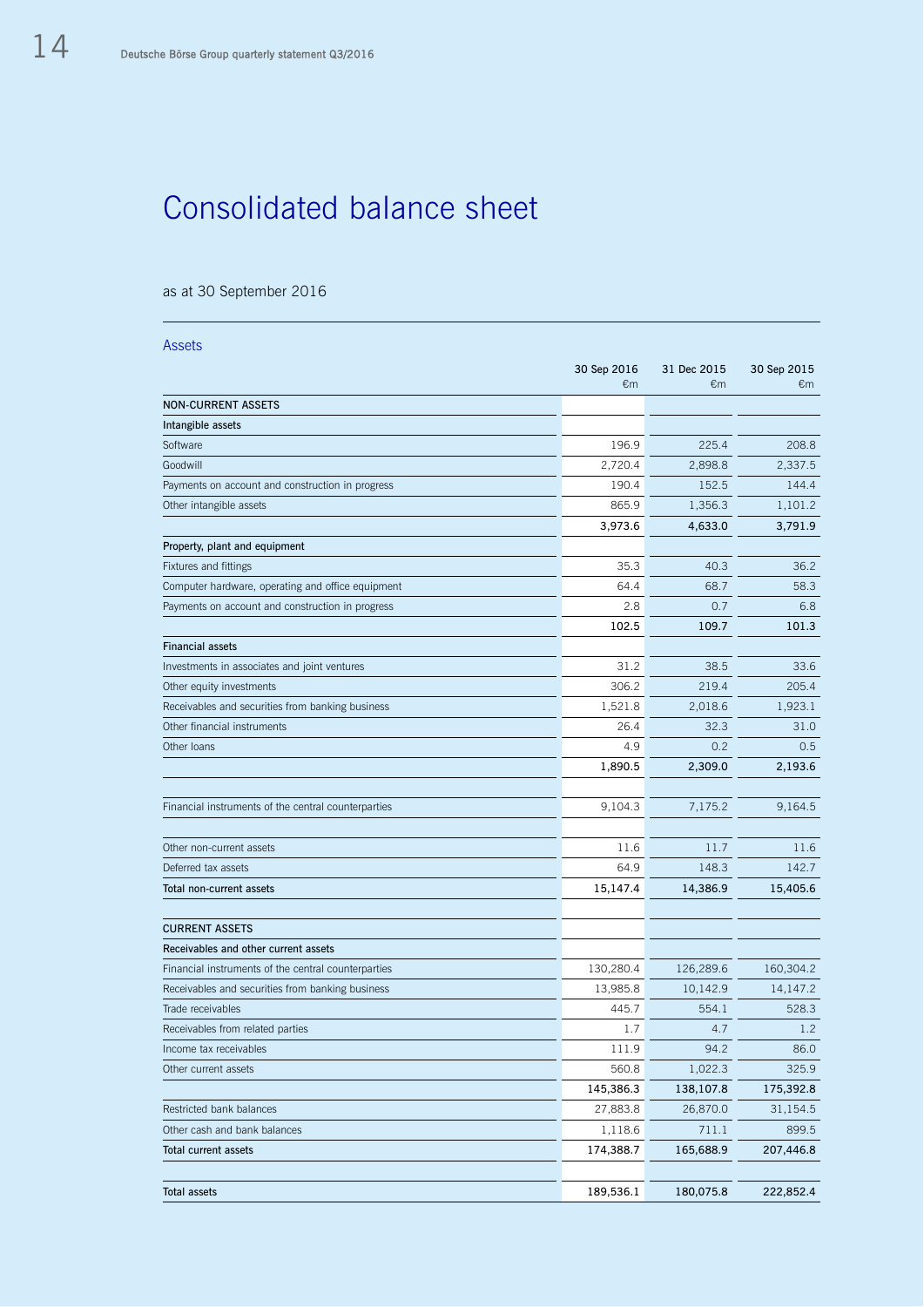# Consolidated balance sheet

as at 30 September 2016

## Assets

| | 30 Sep 2016 €m | 31 Dec 2015 €m | 30 Sep 2015 €m |
|---|---|---|---|
| **NON-CURRENT ASSETS** | | | |
| **Intangible assets** | | | |
| Software | 196.9 | 225.4 | 208.8 |
| Goodwill | 2,720.4 | 2,898.8 | 2,337.5 |
| Payments on account and construction in progress | 190.4 | 152.5 | 144.4 |
| Other intangible assets | 865.9 | 1,356.3 | 1,101.2 |
| | **3,973.6** | **4,633.0** | **3,791.9** |
| **Property, plant and equipment** | | | |
| Fixtures and fittings | 35.3 | 40.3 | 36.2 |
| Computer hardware, operating and office equipment | 64.4 | 68.7 | 58.3 |
| Payments on account and construction in progress | 2.8 | 0.7 | 6.8 |
| | **102.5** | **109.7** | **101.3** |
| **Financial assets** | | | |
| Investments in associates and joint ventures | 31.2 | 38.5 | 33.6 |
| Other equity investments | 306.2 | 219.4 | 205.4 |
| Receivables and securities from banking business | 1,521.8 | 2,018.6 | 1,923.1 |
| Other financial instruments | 26.4 | 32.3 | 31.0 |
| Other loans | 4.9 | 0.2 | 0.5 |
| | **1,890.5** | **2,309.0** | **2,193.6** |
| | | | |
| Financial instruments of the central counterparties | 9,104.3 | 7,175.2 | 9,164.5 |
| | | | |
| Other non-current assets | 11.6 | 11.7 | 11.6 |
| Deferred tax assets | 64.9 | 148.3 | 142.7 |
| **Total non-current assets** | **15,147.4** | **14,386.9** | **15,405.6** |
| | | | |
| **CURRENT ASSETS** | | | |
| **Receivables and other current assets** | | | |
| Financial instruments of the central counterparties | 130,280.4 | 126,289.6 | 160,304.2 |
| Receivables and securities from banking business | 13,985.8 | 10,142.9 | 14,147.2 |
| Trade receivables | 445.7 | 554.1 | 528.3 |
| Receivables from related parties | 1.7 | 4.7 | 1.2 |
| Income tax receivables | 111.9 | 94.2 | 86.0 |
| Other current assets | 560.8 | 1,022.3 | 325.9 |
| | **145,386.3** | **138,107.8** | **175,392.8** |
| Restricted bank balances | 27,883.8 | 26,870.0 | 31,154.5 |
| Other cash and bank balances | 1,118.6 | 711.1 | 899.5 |
| **Total current assets** | **174,388.7** | **165,688.9** | **207,446.8** |
| | | | |
| **Total assets** | **189,536.1** | **180,075.8** | **222,852.4** |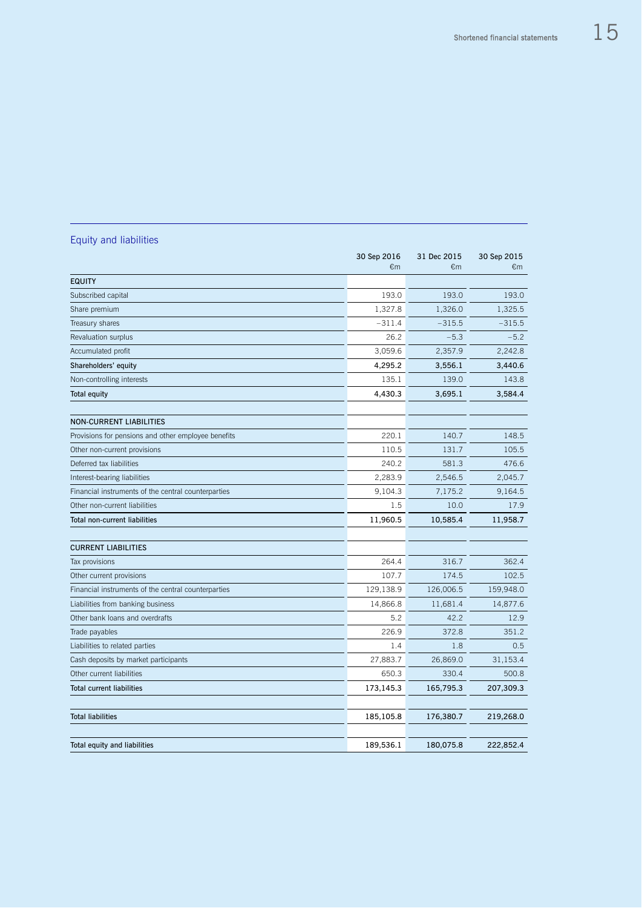## Equity and liabilities

| | 30 Sep 2016 €m | 31 Dec 2015 €m | 30 Sep 2015 €m |
|---|---|---|---|
| **EQUITY** | | | |
| Subscribed capital | 193.0 | 193.0 | 193.0 |
| Share premium | 1,327.8 | 1,326.0 | 1,325.5 |
| Treasury shares | –311.4 | –315.5 | –315.5 |
| Revaluation surplus | 26.2 | –5.3 | –5.2 |
| Accumulated profit | 3,059.6 | 2,357.9 | 2,242.8 |
| **Shareholders' equity** | **4,295.2** | **3,556.1** | **3,440.6** |
| Non-controlling interests | 135.1 | 139.0 | 143.8 |
| **Total equity** | **4,430.3** | **3,695.1** | **3,584.4** |
| | | | |
| **NON-CURRENT LIABILITIES** | | | |
| Provisions for pensions and other employee benefits | 220.1 | 140.7 | 148.5 |
| Other non-current provisions | 110.5 | 131.7 | 105.5 |
| Deferred tax liabilities | 240.2 | 581.3 | 476.6 |
| Interest-bearing liabilities | 2,283.9 | 2,546.5 | 2,045.7 |
| Financial instruments of the central counterparties | 9,104.3 | 7,175.2 | 9,164.5 |
| Other non-current liabilities | 1.5 | 10.0 | 17.9 |
| **Total non-current liabilities** | **11,960.5** | **10,585.4** | **11,958.7** |
| | | | |
| **CURRENT LIABILITIES** | | | |
| Tax provisions | 264.4 | 316.7 | 362.4 |
| Other current provisions | 107.7 | 174.5 | 102.5 |
| Financial instruments of the central counterparties | 129,138.9 | 126,006.5 | 159,948.0 |
| Liabilities from banking business | 14,866.8 | 11,681.4 | 14,877.6 |
| Other bank loans and overdrafts | 5.2 | 42.2 | 12.9 |
| Trade payables | 226.9 | 372.8 | 351.2 |
| Liabilities to related parties | 1.4 | 1.8 | 0.5 |
| Cash deposits by market participants | 27,883.7 | 26,869.0 | 31,153.4 |
| Other current liabilities | 650.3 | 330.4 | 500.8 |
| **Total current liabilities** | **173,145.3** | **165,795.3** | **207,309.3** |
| | | | |
| **Total liabilities** | **185,105.8** | **176,380.7** | **219,268.0** |
| | | | |
| **Total equity and liabilities** | **189,536.1** | **180,075.8** | **222,852.4** |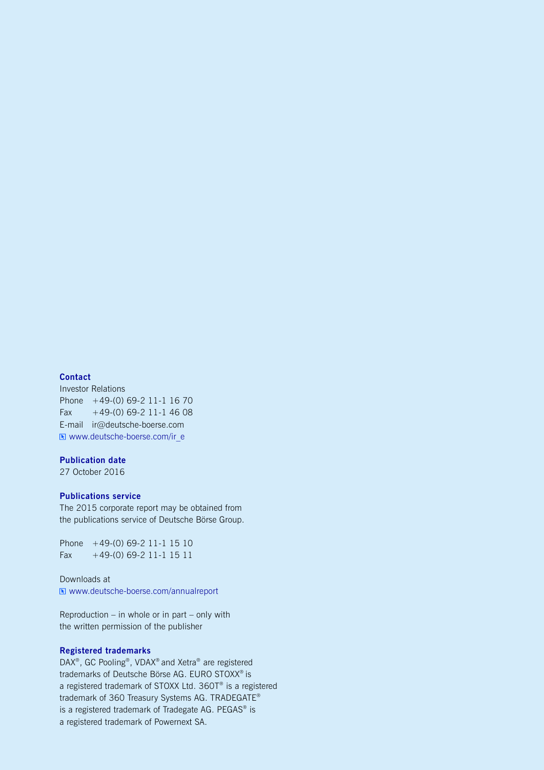### Contact

Investor Relations
Phone +49-(0) 69-2 11-1 16 70
Fax +49-(0) 69-2 11-1 46 08
E-mail ir@deutsche-boerse.com
www.deutsche-boerse.com/ir_e

### Publication date

27 October 2016

### Publications service

The 2015 corporate report may be obtained from the publications service of Deutsche Börse Group.

Phone +49-(0) 69-2 11-1 15 10
Fax +49-(0) 69-2 11-1 15 11

Downloads at
www.deutsche-boerse.com/annualreport

Reproduction – in whole or in part – only with the written permission of the publisher

### Registered trademarks

DAX®, GC Pooling®, VDAX® and Xetra® are registered trademarks of Deutsche Börse AG. EURO STOXX® is a registered trademark of STOXX Ltd. 360T® is a registered trademark of 360 Treasury Systems AG. TRADEGATE® is a registered trademark of Tradegate AG. PEGAS® is a registered trademark of Powernext SA.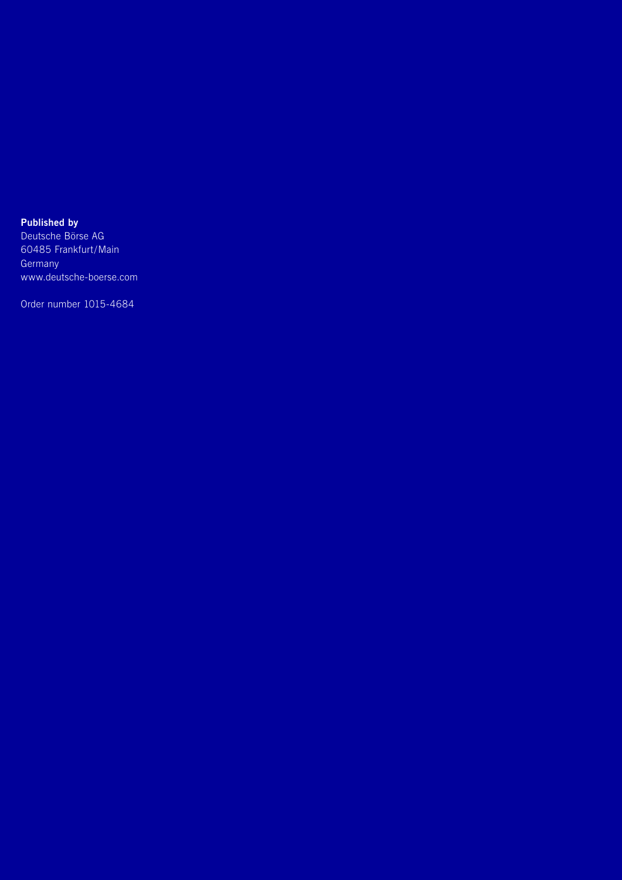**Published by**
Deutsche Börse AG
60485 Frankfurt/Main
Germany
www.deutsche-boerse.com

Order number 1015-4684